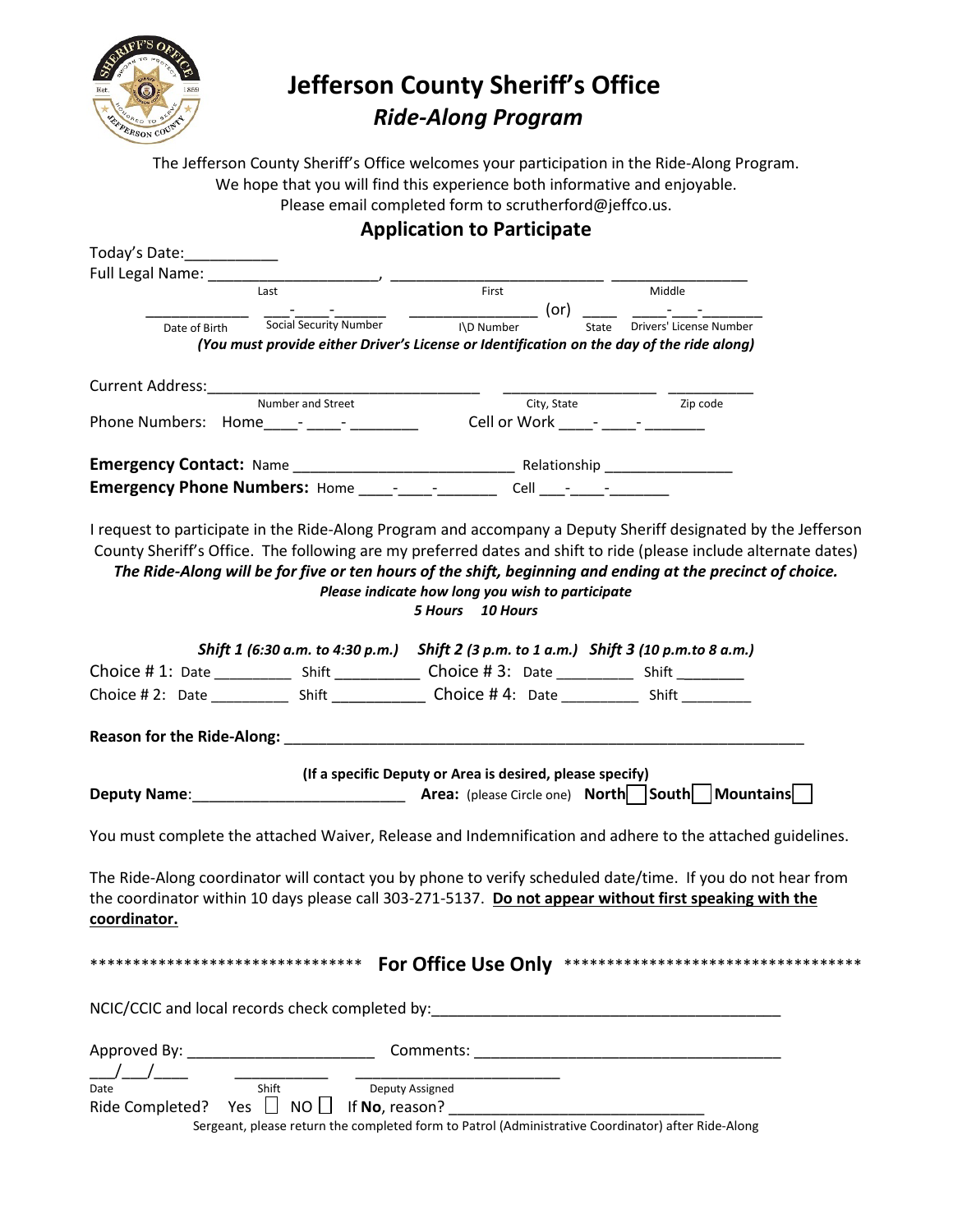# Jefferson County Sheriff's Office
## *Ride-Along Program*

The Jefferson County Sheriff's Office welcomes your participation in the Ride-Along Program.
We hope that you will find this experience both informative and enjoyable.
Please email completed form to scrutherford@jeffco.us.

## Application to Participate

Today's Date:___________

Full Legal Name: ____________________, _________________________ ________________
Last First Middle

____________ ___-____-______ _______________ (or) ____ ____-___-_______
Date of Birth Social Security Number I\D Number State Drivers' License Number

***(You must provide either Driver's License or Identification on the day of the ride along)***

Current Address:________________________________ __________________ __________
Number and Street City, State Zip code

Phone Numbers: Home____-____-________ Cell or Work ____-____-_______

**Emergency Contact:** Name __________________________ Relationship _______________

**Emergency Phone Numbers:** Home ____-____-_______ Cell ___-____-_______

I request to participate in the Ride-Along Program and accompany a Deputy Sheriff designated by the Jefferson County Sheriff's Office. The following are my preferred dates and shift to ride (please include alternate dates)

***The Ride-Along will be for five or ten hours of the shift, beginning and ending at the precinct of choice.***

***Please indicate how long you wish to participate***

***5 Hours 10 Hours***

***Shift 1 (6:30 a.m. to 4:30 p.m.) Shift 2 (3 p.m. to 1 a.m.) Shift 3 (10 p.m.to 8 a.m.)***

Choice # 1: Date _________ Shift __________ Choice # 3: Date _________ Shift ________

Choice # 2: Date _________ Shift ___________ Choice # 4: Date _________ Shift ________

**Reason for the Ride-Along:** _______________________________________________________________

**(If a specific Deputy or Area is desired, please specify)**

**Deputy Name**:_________________________ **Area:** (please Circle one) **North**☐ **South**☐ **Mountains**☐

You must complete the attached Waiver, Release and Indemnification and adhere to the attached guidelines.

The Ride-Along coordinator will contact you by phone to verify scheduled date/time. If you do not hear from the coordinator within 10 days please call 303-271-5137. **Do not appear without first speaking with the coordinator.**

******************************** **For Office Use Only** ***********************************

NCIC/CCIC and local records check completed by:________________________________________

Approved By: ______________________ Comments: ____________________________________

___/___/____ ___________ ________________________
Date Shift Deputy Assigned

Ride Completed? Yes ☐ NO ☐ If **No**, reason? ______________________________

Sergeant, please return the completed form to Patrol (Administrative Coordinator) after Ride-Along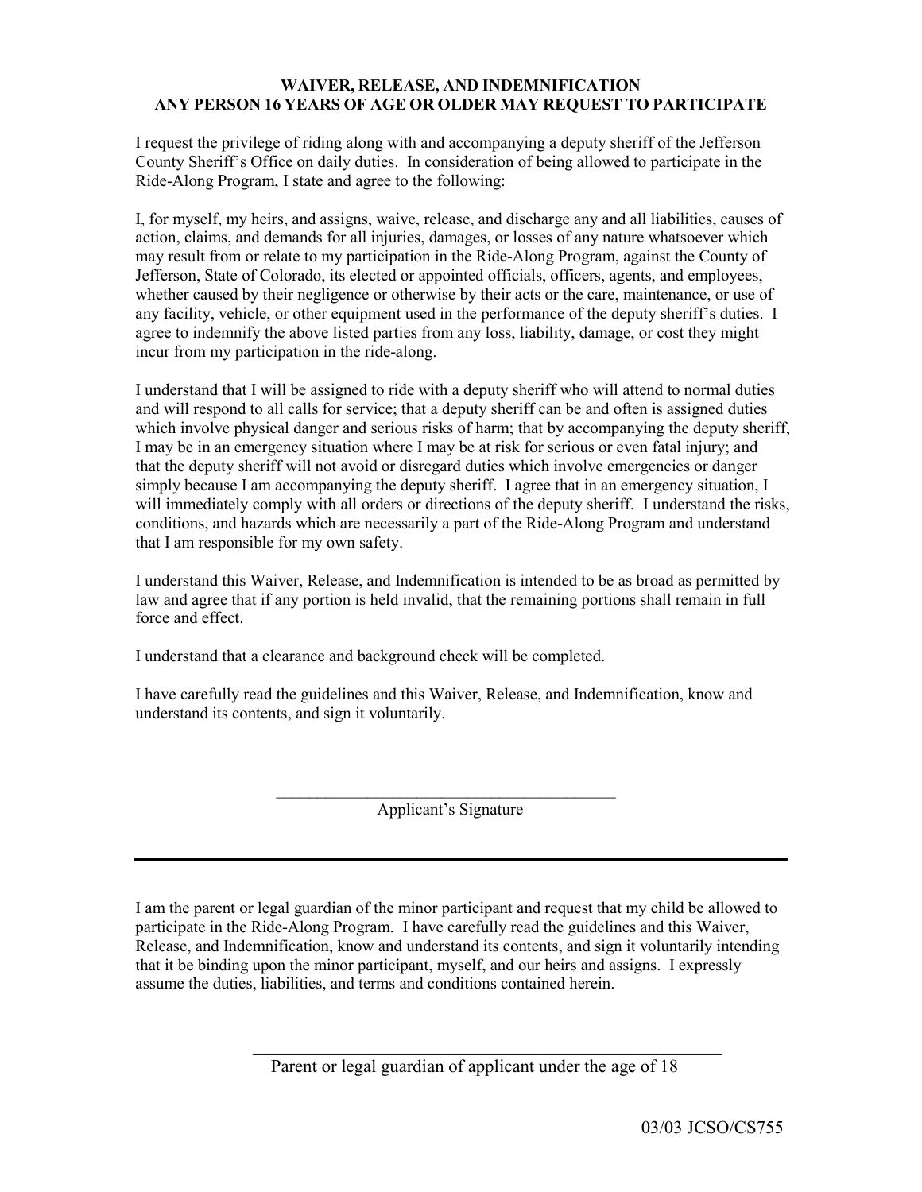**WAIVER, RELEASE, AND INDEMNIFICATION**
**ANY PERSON 16 YEARS OF AGE OR OLDER MAY REQUEST TO PARTICIPATE**

I request the privilege of riding along with and accompanying a deputy sheriff of the Jefferson County Sheriff's Office on daily duties. In consideration of being allowed to participate in the Ride-Along Program, I state and agree to the following:

I, for myself, my heirs, and assigns, waive, release, and discharge any and all liabilities, causes of action, claims, and demands for all injuries, damages, or losses of any nature whatsoever which may result from or relate to my participation in the Ride-Along Program, against the County of Jefferson, State of Colorado, its elected or appointed officials, officers, agents, and employees, whether caused by their negligence or otherwise by their acts or the care, maintenance, or use of any facility, vehicle, or other equipment used in the performance of the deputy sheriff's duties. I agree to indemnify the above listed parties from any loss, liability, damage, or cost they might incur from my participation in the ride-along.

I understand that I will be assigned to ride with a deputy sheriff who will attend to normal duties and will respond to all calls for service; that a deputy sheriff can be and often is assigned duties which involve physical danger and serious risks of harm; that by accompanying the deputy sheriff, I may be in an emergency situation where I may be at risk for serious or even fatal injury; and that the deputy sheriff will not avoid or disregard duties which involve emergencies or danger simply because I am accompanying the deputy sheriff. I agree that in an emergency situation, I will immediately comply with all orders or directions of the deputy sheriff. I understand the risks, conditions, and hazards which are necessarily a part of the Ride-Along Program and understand that I am responsible for my own safety.

I understand this Waiver, Release, and Indemnification is intended to be as broad as permitted by law and agree that if any portion is held invalid, that the remaining portions shall remain in full force and effect.

I understand that a clearance and background check will be completed.

I have carefully read the guidelines and this Waiver, Release, and Indemnification, know and understand its contents, and sign it voluntarily.

\_\_\_\_\_\_\_\_\_\_\_\_\_\_\_\_\_\_\_\_\_\_\_\_\_\_\_\_\_\_\_\_\_\_\_\_\_\_\_\_\_\_\_\_

Applicant's Signature

---

I am the parent or legal guardian of the minor participant and request that my child be allowed to participate in the Ride-Along Program. I have carefully read the guidelines and this Waiver, Release, and Indemnification, know and understand its contents, and sign it voluntarily intending that it be binding upon the minor participant, myself, and our heirs and assigns. I expressly assume the duties, liabilities, and terms and conditions contained herein.

\_\_\_\_\_\_\_\_\_\_\_\_\_\_\_\_\_\_\_\_\_\_\_\_\_\_\_\_\_\_\_\_\_\_\_\_\_\_\_\_\_\_\_\_\_\_\_\_\_\_\_\_\_\_\_\_

Parent or legal guardian of applicant under the age of 18

03/03 JCSO/CS755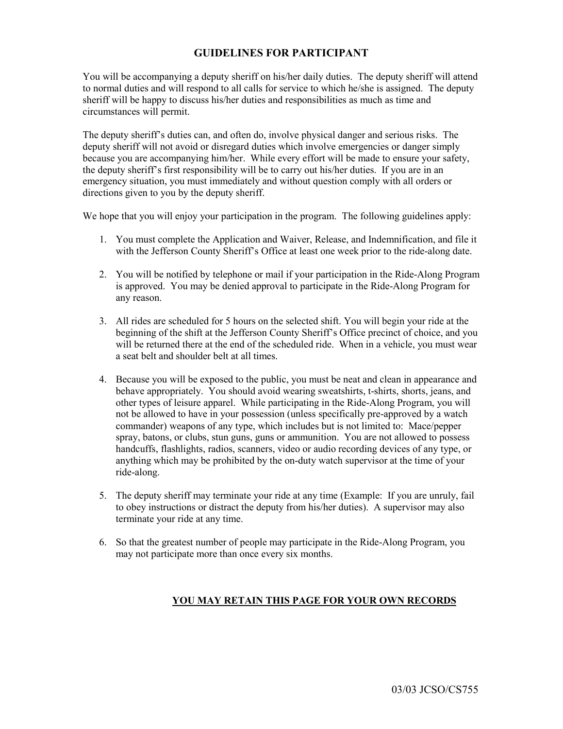## GUIDELINES FOR PARTICIPANT

You will be accompanying a deputy sheriff on his/her daily duties. The deputy sheriff will attend to normal duties and will respond to all calls for service to which he/she is assigned. The deputy sheriff will be happy to discuss his/her duties and responsibilities as much as time and circumstances will permit.

The deputy sheriff's duties can, and often do, involve physical danger and serious risks. The deputy sheriff will not avoid or disregard duties which involve emergencies or danger simply because you are accompanying him/her. While every effort will be made to ensure your safety, the deputy sheriff's first responsibility will be to carry out his/her duties. If you are in an emergency situation, you must immediately and without question comply with all orders or directions given to you by the deputy sheriff.

We hope that you will enjoy your participation in the program. The following guidelines apply:

1. You must complete the Application and Waiver, Release, and Indemnification, and file it with the Jefferson County Sheriff's Office at least one week prior to the ride-along date.

2. You will be notified by telephone or mail if your participation in the Ride-Along Program is approved. You may be denied approval to participate in the Ride-Along Program for any reason.

3. All rides are scheduled for 5 hours on the selected shift. You will begin your ride at the beginning of the shift at the Jefferson County Sheriff's Office precinct of choice, and you will be returned there at the end of the scheduled ride. When in a vehicle, you must wear a seat belt and shoulder belt at all times.

4. Because you will be exposed to the public, you must be neat and clean in appearance and behave appropriately. You should avoid wearing sweatshirts, t-shirts, shorts, jeans, and other types of leisure apparel. While participating in the Ride-Along Program, you will not be allowed to have in your possession (unless specifically pre-approved by a watch commander) weapons of any type, which includes but is not limited to: Mace/pepper spray, batons, or clubs, stun guns, guns or ammunition. You are not allowed to possess handcuffs, flashlights, radios, scanners, video or audio recording devices of any type, or anything which may be prohibited by the on-duty watch supervisor at the time of your ride-along.

5. The deputy sheriff may terminate your ride at any time (Example: If you are unruly, fail to obey instructions or distract the deputy from his/her duties). A supervisor may also terminate your ride at any time.

6. So that the greatest number of people may participate in the Ride-Along Program, you may not participate more than once every six months.

**YOU MAY RETAIN THIS PAGE FOR YOUR OWN RECORDS**

03/03 JCSO/CS755